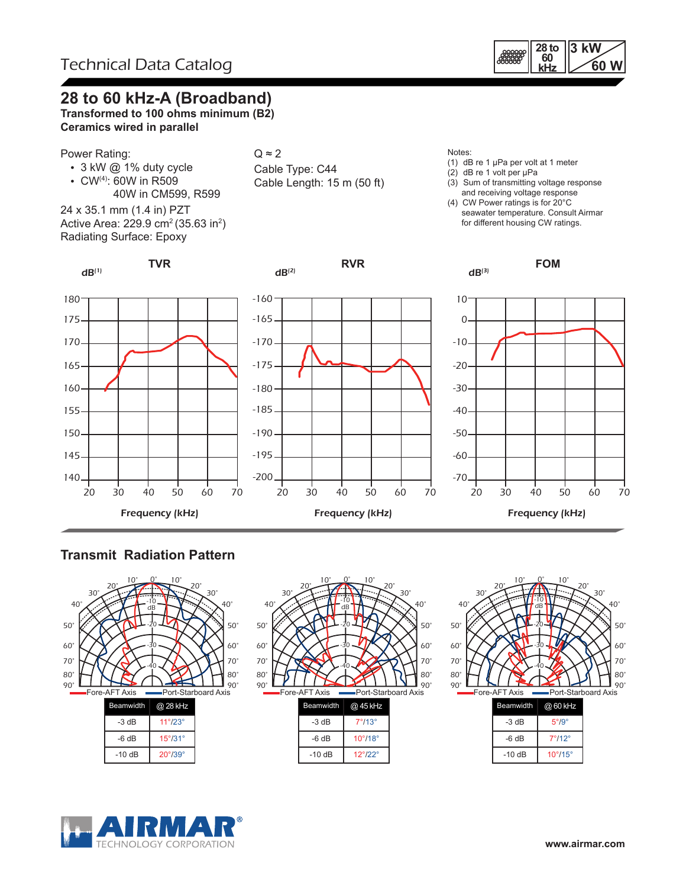Technical Data Catalog

28 to 60 kHz | 3 kW / 60 W

# 28 to 60 kHz-A (Broadband)

**Transformed to 100 ohms minimum (B2)**
**Ceramics wired in parallel**

Power Rating:

- 3 kW @ 1% duty cycle
- CW[4]: 60W in R509
  40W in CM599, R599

24 x 35.1 mm (1.4 in) PZT
Active Area: 229.9 $cm^2$ (35.63 $in^2$)
Radiating Surface: Epoxy

Q ≈ 2
Cable Type: C44
Cable Length: 15 m (50 ft)

Notes:
(1) dB re 1 μPa per volt at 1 meter
(2) dB re 1 volt per μPa
(3) Sum of transmitting voltage response and receiving voltage response
(4) CW Power ratings is for 20°C seawater temperature. Consult Airmar for different housing CW ratings.

**TVR** — dB[1] vs Frequency (kHz)

**RVR** — dB[2] vs Frequency (kHz)

**FOM** — dB[3] vs Frequency (kHz)

## Transmit Radiation Pattern

Fore-AFT Axis / Port-Starboard Axis

| Beamwidth | @ 28 kHz |
|---|---|
| -3 dB | 11°/23° |
| -6 dB | 15°/31° |
| -10 dB | 20°/39° |

| Beamwidth | @ 45 kHz |
|---|---|
| -3 dB | 7°/13° |
| -6 dB | 10°/18° |
| -10 dB | 12°/22° |

| Beamwidth | @ 60 kHz |
|---|---|
| -3 dB | 5°/9° |
| -6 dB | 7°/12° |
| -10 dB | 10°/15° |

AIRMAR® TECHNOLOGY CORPORATION

www.airmar.com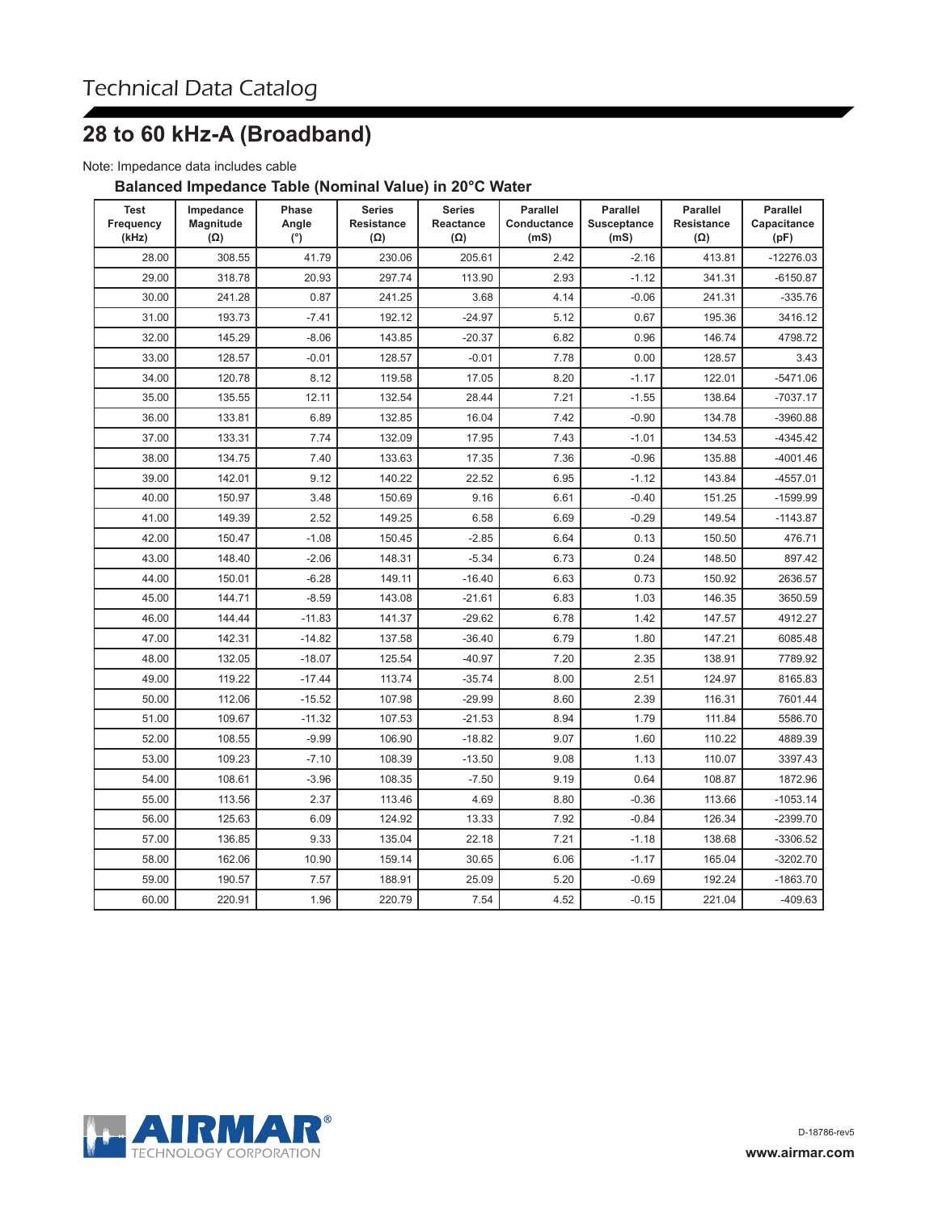# Technical Data Catalog

## 28 to 60 kHz-A (Broadband)

Note: Impedance data includes cable

### Balanced Impedance Table (Nominal Value) in 20°C Water

| Test Frequency (kHz) | Impedance Magnitude (Ω) | Phase Angle (°) | Series Resistance (Ω) | Series Reactance (Ω) | Parallel Conductance (mS) | Parallel Susceptance (mS) | Parallel Resistance (Ω) | Parallel Capacitance (pF) |
|---|---|---|---|---|---|---|---|---|
| 28.00 | 308.55 | 41.79 | 230.06 | 205.61 | 2.42 | -2.16 | 413.81 | -12276.03 |
| 29.00 | 318.78 | 20.93 | 297.74 | 113.90 | 2.93 | -1.12 | 341.31 | -6150.87 |
| 30.00 | 241.28 | 0.87 | 241.25 | 3.68 | 4.14 | -0.06 | 241.31 | -335.76 |
| 31.00 | 193.73 | -7.41 | 192.12 | -24.97 | 5.12 | 0.67 | 195.36 | 3416.12 |
| 32.00 | 145.29 | -8.06 | 143.85 | -20.37 | 6.82 | 0.96 | 146.74 | 4798.72 |
| 33.00 | 128.57 | -0.01 | 128.57 | -0.01 | 7.78 | 0.00 | 128.57 | 3.43 |
| 34.00 | 120.78 | 8.12 | 119.58 | 17.05 | 8.20 | -1.17 | 122.01 | -5471.06 |
| 35.00 | 135.55 | 12.11 | 132.54 | 28.44 | 7.21 | -1.55 | 138.64 | -7037.17 |
| 36.00 | 133.81 | 6.89 | 132.85 | 16.04 | 7.42 | -0.90 | 134.78 | -3960.88 |
| 37.00 | 133.31 | 7.74 | 132.09 | 17.95 | 7.43 | -1.01 | 134.53 | -4345.42 |
| 38.00 | 134.75 | 7.40 | 133.63 | 17.35 | 7.36 | -0.96 | 135.88 | -4001.46 |
| 39.00 | 142.01 | 9.12 | 140.22 | 22.52 | 6.95 | -1.12 | 143.84 | -4557.01 |
| 40.00 | 150.97 | 3.48 | 150.69 | 9.16 | 6.61 | -0.40 | 151.25 | -1599.99 |
| 41.00 | 149.39 | 2.52 | 149.25 | 6.58 | 6.69 | -0.29 | 149.54 | -1143.87 |
| 42.00 | 150.47 | -1.08 | 150.45 | -2.85 | 6.64 | 0.13 | 150.50 | 476.71 |
| 43.00 | 148.40 | -2.06 | 148.31 | -5.34 | 6.73 | 0.24 | 148.50 | 897.42 |
| 44.00 | 150.01 | -6.28 | 149.11 | -16.40 | 6.63 | 0.73 | 150.92 | 2636.57 |
| 45.00 | 144.71 | -8.59 | 143.08 | -21.61 | 6.83 | 1.03 | 146.35 | 3650.59 |
| 46.00 | 144.44 | -11.83 | 141.37 | -29.62 | 6.78 | 1.42 | 147.57 | 4912.27 |
| 47.00 | 142.31 | -14.82 | 137.58 | -36.40 | 6.79 | 1.80 | 147.21 | 6085.48 |
| 48.00 | 132.05 | -18.07 | 125.54 | -40.97 | 7.20 | 2.35 | 138.91 | 7789.92 |
| 49.00 | 119.22 | -17.44 | 113.74 | -35.74 | 8.00 | 2.51 | 124.97 | 8165.83 |
| 50.00 | 112.06 | -15.52 | 107.98 | -29.99 | 8.60 | 2.39 | 116.31 | 7601.44 |
| 51.00 | 109.67 | -11.32 | 107.53 | -21.53 | 8.94 | 1.79 | 111.84 | 5586.70 |
| 52.00 | 108.55 | -9.99 | 106.90 | -18.82 | 9.07 | 1.60 | 110.22 | 4889.39 |
| 53.00 | 109.23 | -7.10 | 108.39 | -13.50 | 9.08 | 1.13 | 110.07 | 3397.43 |
| 54.00 | 108.61 | -3.96 | 108.35 | -7.50 | 9.19 | 0.64 | 108.87 | 1872.96 |
| 55.00 | 113.56 | 2.37 | 113.46 | 4.69 | 8.80 | -0.36 | 113.66 | -1053.14 |
| 56.00 | 125.63 | 6.09 | 124.92 | 13.33 | 7.92 | -0.84 | 126.34 | -2399.70 |
| 57.00 | 136.85 | 9.33 | 135.04 | 22.18 | 7.21 | -1.18 | 138.68 | -3306.52 |
| 58.00 | 162.06 | 10.90 | 159.14 | 30.65 | 6.06 | -1.17 | 165.04 | -3202.70 |
| 59.00 | 190.57 | 7.57 | 188.91 | 25.09 | 5.20 | -0.69 | 192.24 | -1863.70 |
| 60.00 | 220.91 | 1.96 | 220.79 | 7.54 | 4.52 | -0.15 | 221.04 | -409.63 |

AIRMAR® TECHNOLOGY CORPORATION

D-18786-rev5

www.airmar.com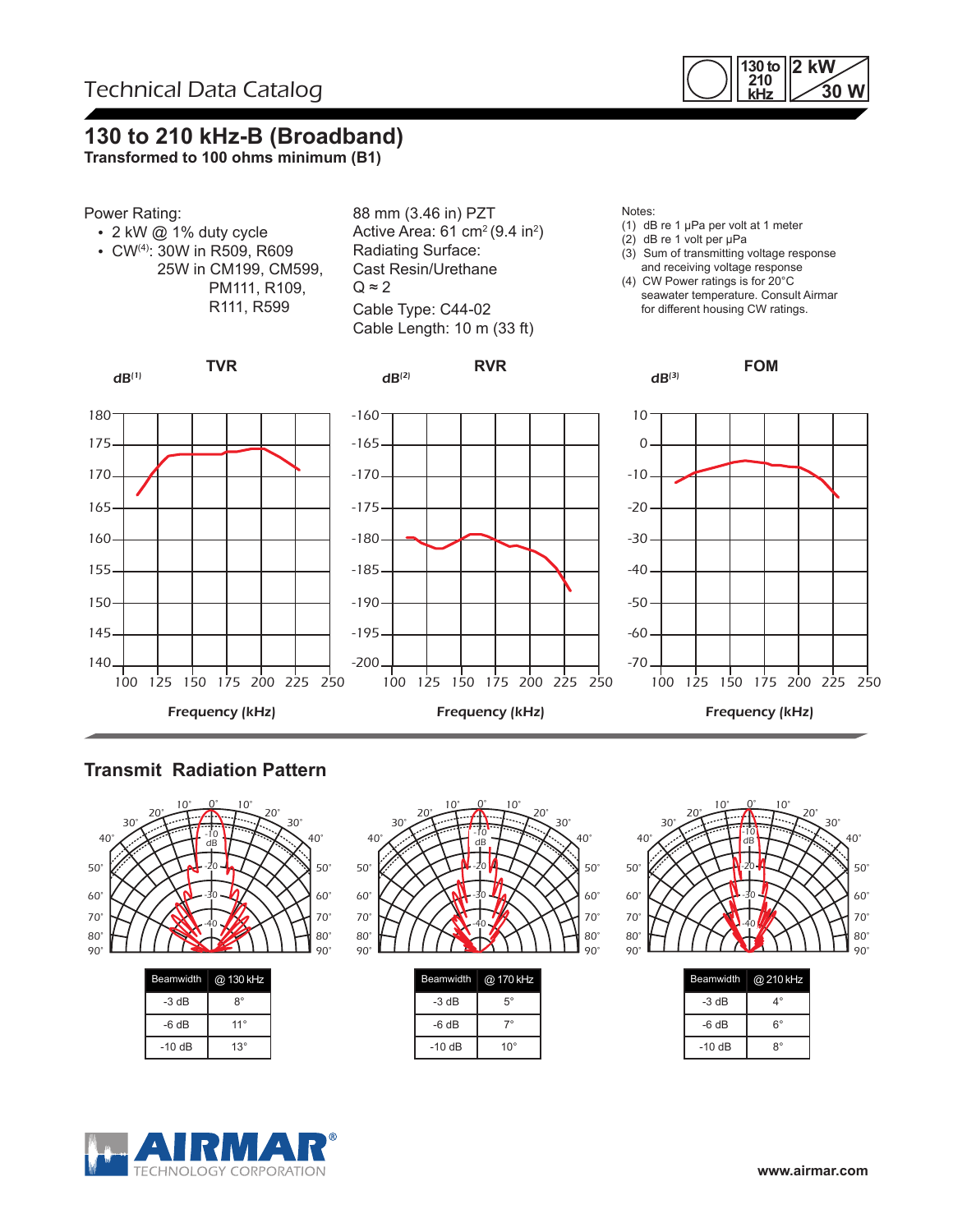Technical Data Catalog

# 130 to 210 kHz-B (Broadband)

**Transformed to 100 ohms minimum (B1)**

Power Rating:

- 2 kW @ 1% duty cycle
- CW[4]: 30W in R509, R609
  25W in CM199, CM599, PM111, R109, R111, R599

88 mm (3.46 in) PZT
Active Area: 61 cm² (9.4 in²)
Radiating Surface:
Cast Resin/Urethane
Q ≈ 2
Cable Type: C44-02
Cable Length: 10 m (33 ft)

Notes:
(1) dB re 1 μPa per volt at 1 meter
(2) dB re 1 volt per μPa
(3) Sum of transmitting voltage response and receiving voltage response
(4) CW Power ratings is for 20°C seawater temperature. Consult Airmar for different housing CW ratings.

TVR — dB[1] vs Frequency (kHz)

RVR — dB[2] vs Frequency (kHz)

FOM — dB[3] vs Frequency (kHz)

## Transmit Radiation Pattern

| Beamwidth | @ 130 kHz |
|---|---|
| -3 dB | 8° |
| -6 dB | 11° |
| -10 dB | 13° |

| Beamwidth | @ 170 kHz |
|---|---|
| -3 dB | 5° |
| -6 dB | 7° |
| -10 dB | 10° |

| Beamwidth | @ 210 kHz |
|---|---|
| -3 dB | 4° |
| -6 dB | 6° |
| -10 dB | 8° |

AIRMAR® TECHNOLOGY CORPORATION

www.airmar.com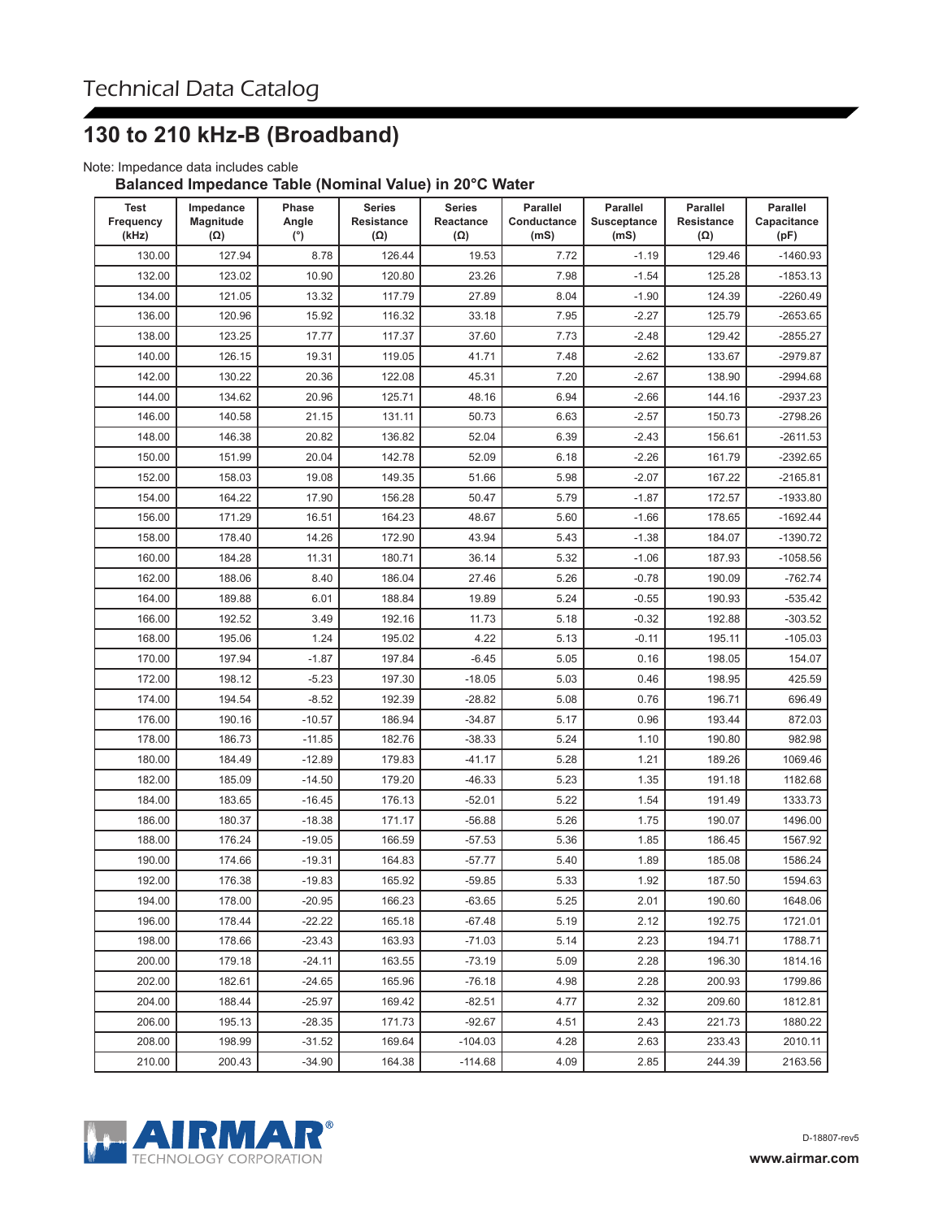Technical Data Catalog

# 130 to 210 kHz-B (Broadband)

Note: Impedance data includes cable

**Balanced Impedance Table (Nominal Value) in 20°C Water**

| Test Frequency (kHz) | Impedance Magnitude (Ω) | Phase Angle (°) | Series Resistance (Ω) | Series Reactance (Ω) | Parallel Conductance (mS) | Parallel Susceptance (mS) | Parallel Resistance (Ω) | Parallel Capacitance (pF) |
|---|---|---|---|---|---|---|---|---|
| 130.00 | 127.94 | 8.78 | 126.44 | 19.53 | 7.72 | -1.19 | 129.46 | -1460.93 |
| 132.00 | 123.02 | 10.90 | 120.80 | 23.26 | 7.98 | -1.54 | 125.28 | -1853.13 |
| 134.00 | 121.05 | 13.32 | 117.79 | 27.89 | 8.04 | -1.90 | 124.39 | -2260.49 |
| 136.00 | 120.96 | 15.92 | 116.32 | 33.18 | 7.95 | -2.27 | 125.79 | -2653.65 |
| 138.00 | 123.25 | 17.77 | 117.37 | 37.60 | 7.73 | -2.48 | 129.42 | -2855.27 |
| 140.00 | 126.15 | 19.31 | 119.05 | 41.71 | 7.48 | -2.62 | 133.67 | -2979.87 |
| 142.00 | 130.22 | 20.36 | 122.08 | 45.31 | 7.20 | -2.67 | 138.90 | -2994.68 |
| 144.00 | 134.62 | 20.96 | 125.71 | 48.16 | 6.94 | -2.66 | 144.16 | -2937.23 |
| 146.00 | 140.58 | 21.15 | 131.11 | 50.73 | 6.63 | -2.57 | 150.73 | -2798.26 |
| 148.00 | 146.38 | 20.82 | 136.82 | 52.04 | 6.39 | -2.43 | 156.61 | -2611.53 |
| 150.00 | 151.99 | 20.04 | 142.78 | 52.09 | 6.18 | -2.26 | 161.79 | -2392.65 |
| 152.00 | 158.03 | 19.08 | 149.35 | 51.66 | 5.98 | -2.07 | 167.22 | -2165.81 |
| 154.00 | 164.22 | 17.90 | 156.28 | 50.47 | 5.79 | -1.87 | 172.57 | -1933.80 |
| 156.00 | 171.29 | 16.51 | 164.23 | 48.67 | 5.60 | -1.66 | 178.65 | -1692.44 |
| 158.00 | 178.40 | 14.26 | 172.90 | 43.94 | 5.43 | -1.38 | 184.07 | -1390.72 |
| 160.00 | 184.28 | 11.31 | 180.71 | 36.14 | 5.32 | -1.06 | 187.93 | -1058.56 |
| 162.00 | 188.06 | 8.40 | 186.04 | 27.46 | 5.26 | -0.78 | 190.09 | -762.74 |
| 164.00 | 189.88 | 6.01 | 188.84 | 19.89 | 5.24 | -0.55 | 190.93 | -535.42 |
| 166.00 | 192.52 | 3.49 | 192.16 | 11.73 | 5.18 | -0.32 | 192.88 | -303.52 |
| 168.00 | 195.06 | 1.24 | 195.02 | 4.22 | 5.13 | -0.11 | 195.11 | -105.03 |
| 170.00 | 197.94 | -1.87 | 197.84 | -6.45 | 5.05 | 0.16 | 198.05 | 154.07 |
| 172.00 | 198.12 | -5.23 | 197.30 | -18.05 | 5.03 | 0.46 | 198.95 | 425.59 |
| 174.00 | 194.54 | -8.52 | 192.39 | -28.82 | 5.08 | 0.76 | 196.71 | 696.49 |
| 176.00 | 190.16 | -10.57 | 186.94 | -34.87 | 5.17 | 0.96 | 193.44 | 872.03 |
| 178.00 | 186.73 | -11.85 | 182.76 | -38.33 | 5.24 | 1.10 | 190.80 | 982.98 |
| 180.00 | 184.49 | -12.89 | 179.83 | -41.17 | 5.28 | 1.21 | 189.26 | 1069.46 |
| 182.00 | 185.09 | -14.50 | 179.20 | -46.33 | 5.23 | 1.35 | 191.18 | 1182.68 |
| 184.00 | 183.65 | -16.45 | 176.13 | -52.01 | 5.22 | 1.54 | 191.49 | 1333.73 |
| 186.00 | 180.37 | -18.38 | 171.17 | -56.88 | 5.26 | 1.75 | 190.07 | 1496.00 |
| 188.00 | 176.24 | -19.05 | 166.59 | -57.53 | 5.36 | 1.85 | 186.45 | 1567.92 |
| 190.00 | 174.66 | -19.31 | 164.83 | -57.77 | 5.40 | 1.89 | 185.08 | 1586.24 |
| 192.00 | 176.38 | -19.83 | 165.92 | -59.85 | 5.33 | 1.92 | 187.50 | 1594.63 |
| 194.00 | 178.00 | -20.95 | 166.23 | -63.65 | 5.25 | 2.01 | 190.60 | 1648.06 |
| 196.00 | 178.44 | -22.22 | 165.18 | -67.48 | 5.19 | 2.12 | 192.75 | 1721.01 |
| 198.00 | 178.66 | -23.43 | 163.93 | -71.03 | 5.14 | 2.23 | 194.71 | 1788.71 |
| 200.00 | 179.18 | -24.11 | 163.55 | -73.19 | 5.09 | 2.28 | 196.30 | 1814.16 |
| 202.00 | 182.61 | -24.65 | 165.96 | -76.18 | 4.98 | 2.28 | 200.93 | 1799.86 |
| 204.00 | 188.44 | -25.97 | 169.42 | -82.51 | 4.77 | 2.32 | 209.60 | 1812.81 |
| 206.00 | 195.13 | -28.35 | 171.73 | -92.67 | 4.51 | 2.43 | 221.73 | 1880.22 |
| 208.00 | 198.99 | -31.52 | 169.64 | -104.03 | 4.28 | 2.63 | 233.43 | 2010.11 |
| 210.00 | 200.43 | -34.90 | 164.38 | -114.68 | 4.09 | 2.85 | 244.39 | 2163.56 |

AIRMAR® TECHNOLOGY CORPORATION

D-18807-rev5

www.airmar.com